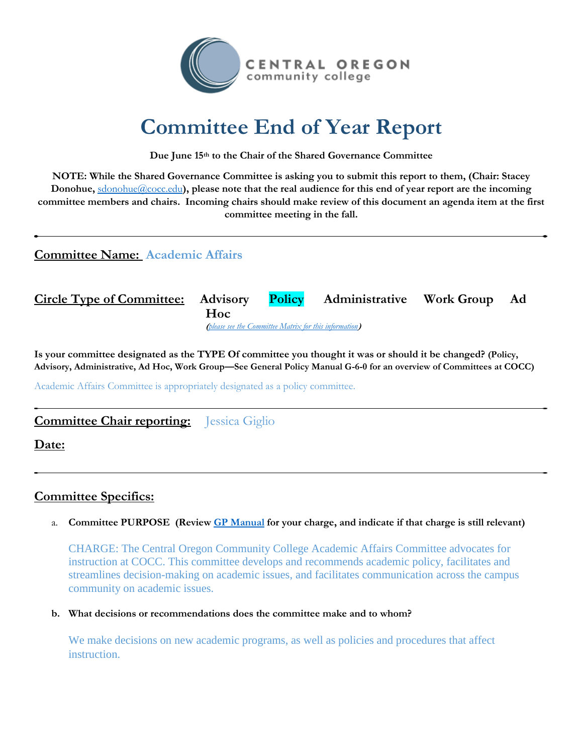CENTRAL OREGON community college

# Committee End of Year Report

**Due June 15th to the Chair of the Shared Governance Committee**

**NOTE: While the Shared Governance Committee is asking you to submit this report to them, (Chair: Stacey Donohue, sdonohue@cocc.edu), please note that the real audience for this end of year report are the incoming committee members and chairs. Incoming chairs should make review of this document an agenda item at the first committee meeting in the fall.**

---

**Committee Name:** Academic Affairs

**Circle Type of Committee:** Advisory **Policy** Administrative Work Group Ad Hoc

*(please see the Committee Matrix for this information)*

**Is your committee designated as the TYPE Of committee you thought it was or should it be changed? (Policy, Advisory, Administrative, Ad Hoc, Work Group—See General Policy Manual G-6-0 for an overview of Committees at COCC)**

Academic Affairs Committee is appropriately designated as a policy committee.

---

**Committee Chair reporting:** Jessica Giglio

**Date:**

---

## Committee Specifics:

a. **Committee PURPOSE (Review GP Manual for your charge, and indicate if that charge is still relevant)**

CHARGE: The Central Oregon Community College Academic Affairs Committee advocates for instruction at COCC. This committee develops and recommends academic policy, facilitates and streamlines decision-making on academic issues, and facilitates communication across the campus community on academic issues.

b. **What decisions or recommendations does the committee make and to whom?**

We make decisions on new academic programs, as well as policies and procedures that affect instruction.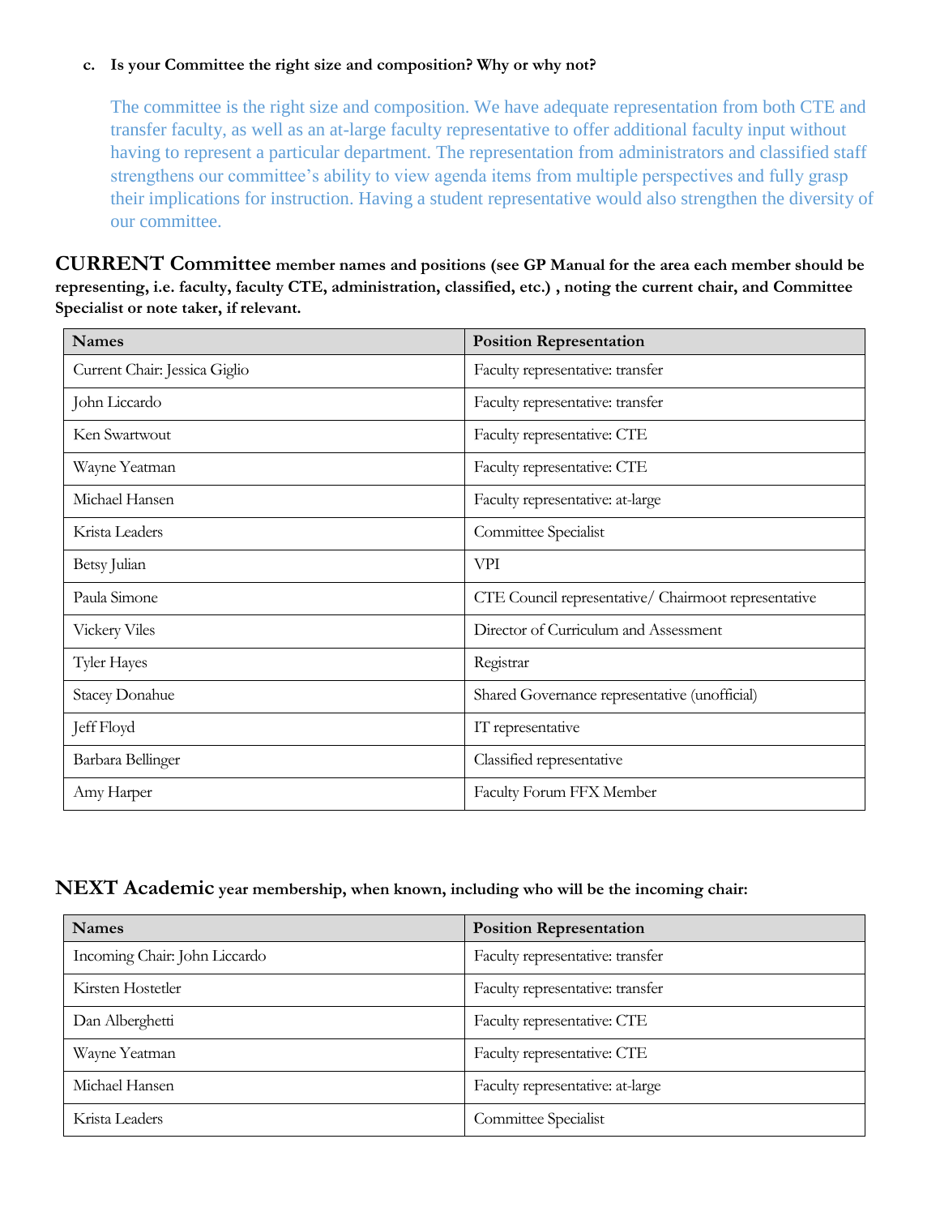c. **Is your Committee the right size and composition? Why or why not?**

The committee is the right size and composition. We have adequate representation from both CTE and transfer faculty, as well as an at-large faculty representative to offer additional faculty input without having to represent a particular department. The representation from administrators and classified staff strengthens our committee's ability to view agenda items from multiple perspectives and fully grasp their implications for instruction. Having a student representative would also strengthen the diversity of our committee.

**CURRENT Committee member names and positions (see GP Manual for the area each member should be representing, i.e. faculty, faculty CTE, administration, classified, etc.) , noting the current chair, and Committee Specialist or note taker, if relevant.**

| Names | Position Representation |
|---|---|
| Current Chair: Jessica Giglio | Faculty representative: transfer |
| John Liccardo | Faculty representative: transfer |
| Ken Swartwout | Faculty representative: CTE |
| Wayne Yeatman | Faculty representative: CTE |
| Michael Hansen | Faculty representative: at-large |
| Krista Leaders | Committee Specialist |
| Betsy Julian | VPI |
| Paula Simone | CTE Council representative/ Chairmoot representative |
| Vickery Viles | Director of Curriculum and Assessment |
| Tyler Hayes | Registrar |
| Stacey Donahue | Shared Governance representative (unofficial) |
| Jeff Floyd | IT representative |
| Barbara Bellinger | Classified representative |
| Amy Harper | Faculty Forum FFX Member |

**NEXT Academic year membership, when known, including who will be the incoming chair:**

| Names | Position Representation |
|---|---|
| Incoming Chair: John Liccardo | Faculty representative: transfer |
| Kirsten Hostetler | Faculty representative: transfer |
| Dan Alberghetti | Faculty representative: CTE |
| Wayne Yeatman | Faculty representative: CTE |
| Michael Hansen | Faculty representative: at-large |
| Krista Leaders | Committee Specialist |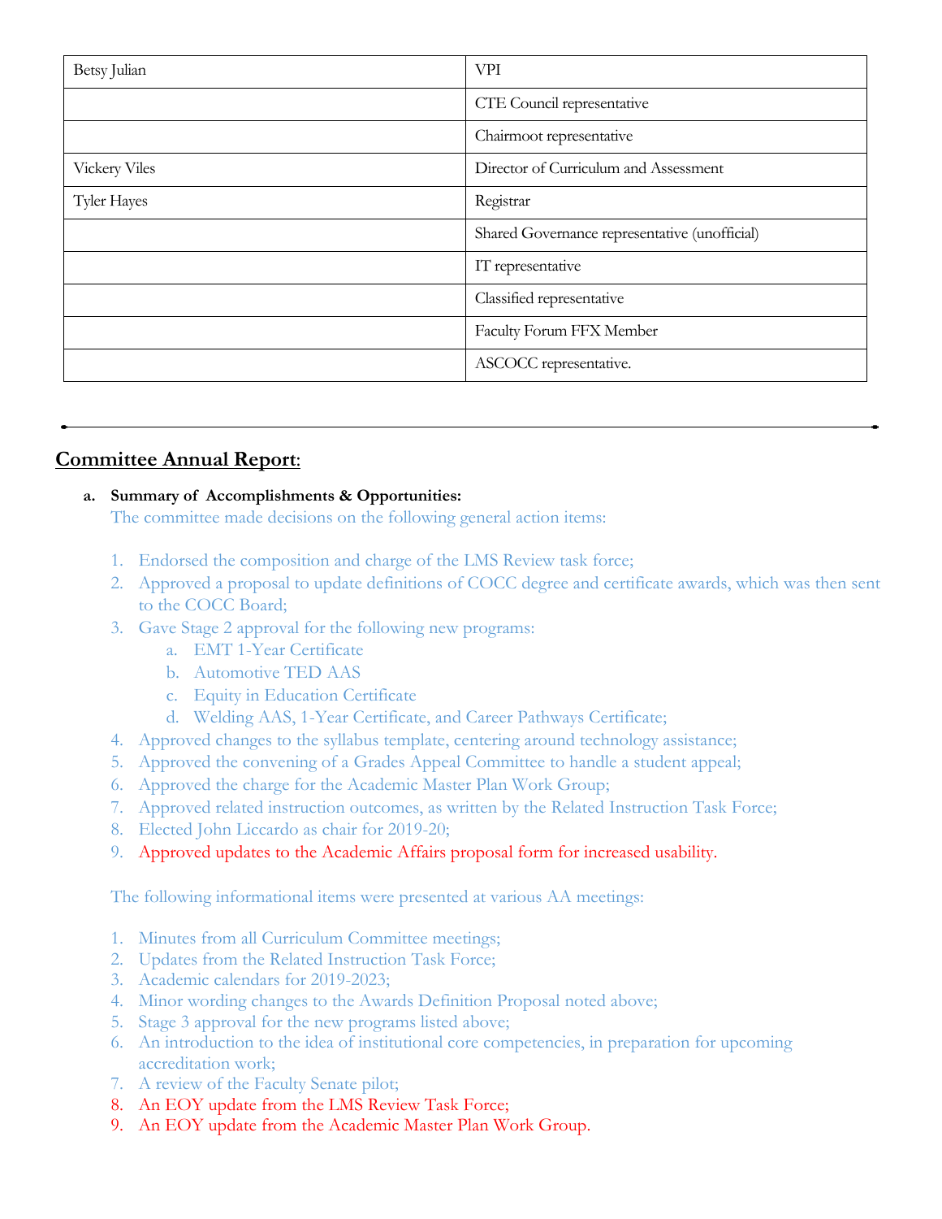| Betsy Julian | VPI |
|---|---|
| | CTE Council representative |
| | Chairmoot representative |
| Vickery Viles | Director of Curriculum and Assessment |
| Tyler Hayes | Registrar |
| | Shared Governance representative (unofficial) |
| | IT representative |
| | Classified representative |
| | Faculty Forum FFX Member |
| | ASCOCC representative. |

---

## Committee Annual Report:

**a. Summary of Accomplishments & Opportunities:**

The committee made decisions on the following general action items:

1. Endorsed the composition and charge of the LMS Review task force;
2. Approved a proposal to update definitions of COCC degree and certificate awards, which was then sent to the COCC Board;
3. Gave Stage 2 approval for the following new programs:
   a. EMT 1-Year Certificate
   b. Automotive TED AAS
   c. Equity in Education Certificate
   d. Welding AAS, 1-Year Certificate, and Career Pathways Certificate;
4. Approved changes to the syllabus template, centering around technology assistance;
5. Approved the convening of a Grades Appeal Committee to handle a student appeal;
6. Approved the charge for the Academic Master Plan Work Group;
7. Approved related instruction outcomes, as written by the Related Instruction Task Force;
8. Elected John Liccardo as chair for 2019-20;
9. Approved updates to the Academic Affairs proposal form for increased usability.

The following informational items were presented at various AA meetings:

1. Minutes from all Curriculum Committee meetings;
2. Updates from the Related Instruction Task Force;
3. Academic calendars for 2019-2023;
4. Minor wording changes to the Awards Definition Proposal noted above;
5. Stage 3 approval for the new programs listed above;
6. An introduction to the idea of institutional core competencies, in preparation for upcoming accreditation work;
7. A review of the Faculty Senate pilot;
8. An EOY update from the LMS Review Task Force;
9. An EOY update from the Academic Master Plan Work Group.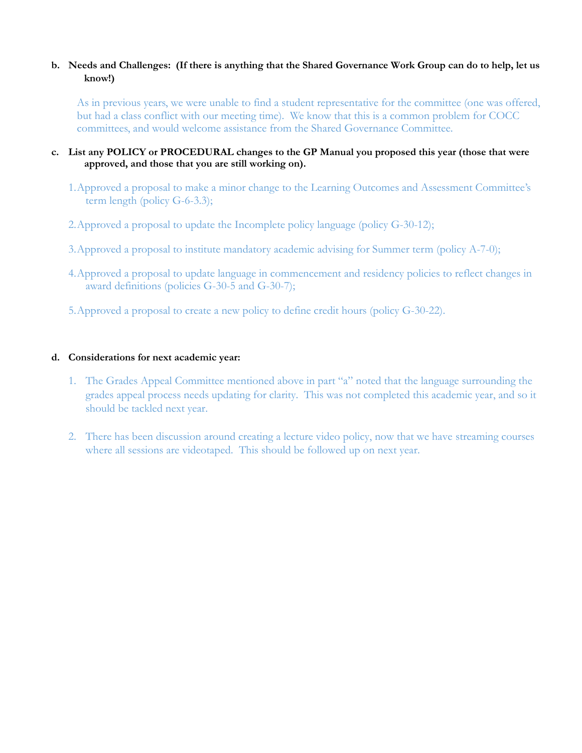**b. Needs and Challenges: (If there is anything that the Shared Governance Work Group can do to help, let us know!)**

As in previous years, we were unable to find a student representative for the committee (one was offered, but had a class conflict with our meeting time). We know that this is a common problem for COCC committees, and would welcome assistance from the Shared Governance Committee.

**c. List any POLICY or PROCEDURAL changes to the GP Manual you proposed this year (those that were approved, and those that you are still working on).**

1. Approved a proposal to make a minor change to the Learning Outcomes and Assessment Committee's term length (policy G-6-3.3);

2. Approved a proposal to update the Incomplete policy language (policy G-30-12);

3. Approved a proposal to institute mandatory academic advising for Summer term (policy A-7-0);

4. Approved a proposal to update language in commencement and residency policies to reflect changes in award definitions (policies G-30-5 and G-30-7);

5. Approved a proposal to create a new policy to define credit hours (policy G-30-22).

**d. Considerations for next academic year:**

1. The Grades Appeal Committee mentioned above in part "a" noted that the language surrounding the grades appeal process needs updating for clarity. This was not completed this academic year, and so it should be tackled next year.

2. There has been discussion around creating a lecture video policy, now that we have streaming courses where all sessions are videotaped. This should be followed up on next year.